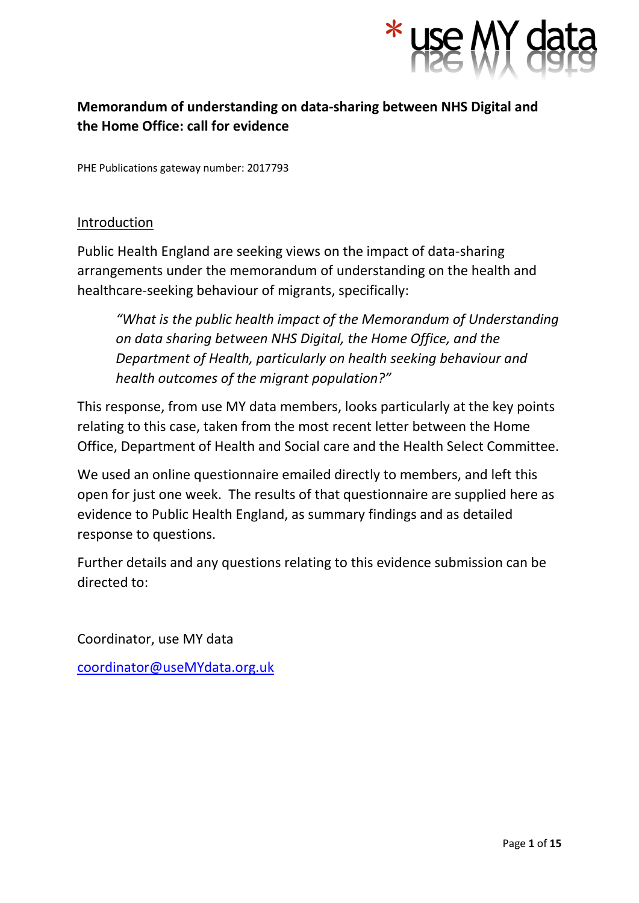\* use MY data

# Memorandum of understanding on data-sharing between NHS Digital and the Home Office: call for evidence

PHE Publications gateway number: 2017793

## Introduction

Public Health England are seeking views on the impact of data-sharing arrangements under the memorandum of understanding on the health and healthcare-seeking behaviour of migrants, specifically:

> *"What is the public health impact of the Memorandum of Understanding on data sharing between NHS Digital, the Home Office, and the Department of Health, particularly on health seeking behaviour and health outcomes of the migrant population?"*

This response, from use MY data members, looks particularly at the key points relating to this case, taken from the most recent letter between the Home Office, Department of Health and Social care and the Health Select Committee.

We used an online questionnaire emailed directly to members, and left this open for just one week. The results of that questionnaire are supplied here as evidence to Public Health England, as summary findings and as detailed response to questions.

Further details and any questions relating to this evidence submission can be directed to:

Coordinator, use MY data

coordinator@useMYdata.org.uk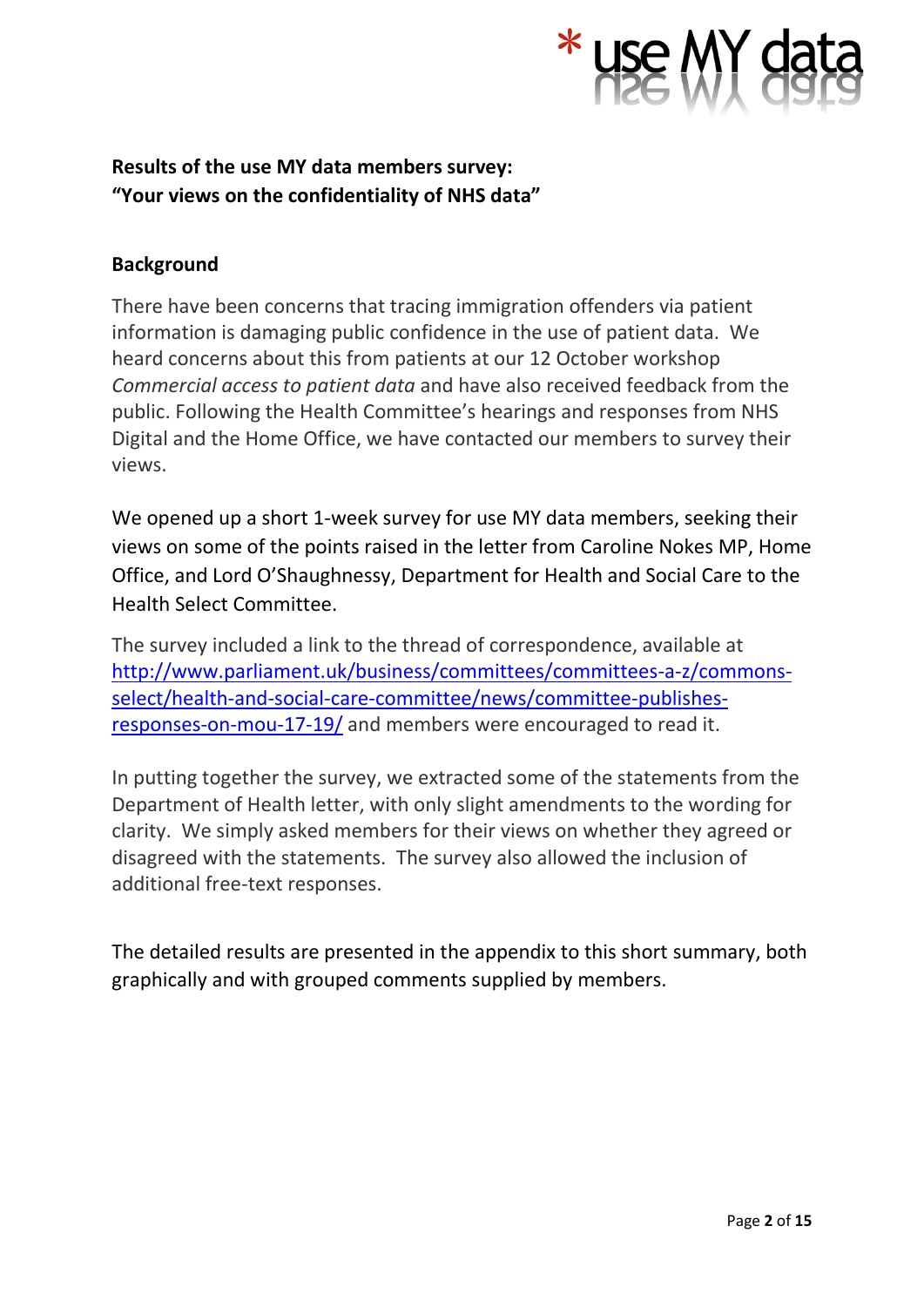**Results of the use MY data members survey:**
**"Your views on the confidentiality of NHS data"**

## Background

There have been concerns that tracing immigration offenders via patient information is damaging public confidence in the use of patient data. We heard concerns about this from patients at our 12 October workshop *Commercial access to patient data* and have also received feedback from the public. Following the Health Committee's hearings and responses from NHS Digital and the Home Office, we have contacted our members to survey their views.

We opened up a short 1-week survey for use MY data members, seeking their views on some of the points raised in the letter from Caroline Nokes MP, Home Office, and Lord O'Shaughnessy, Department for Health and Social Care to the Health Select Committee.

The survey included a link to the thread of correspondence, available at [http://www.parliament.uk/business/committees/committees-a-z/commons-select/health-and-social-care-committee/news/committee-publishes-responses-on-mou-17-19/](http://www.parliament.uk/business/committees/committees-a-z/commons-select/health-and-social-care-committee/news/committee-publishes-responses-on-mou-17-19/) and members were encouraged to read it.

In putting together the survey, we extracted some of the statements from the Department of Health letter, with only slight amendments to the wording for clarity. We simply asked members for their views on whether they agreed or disagreed with the statements. The survey also allowed the inclusion of additional free-text responses.

The detailed results are presented in the appendix to this short summary, both graphically and with grouped comments supplied by members.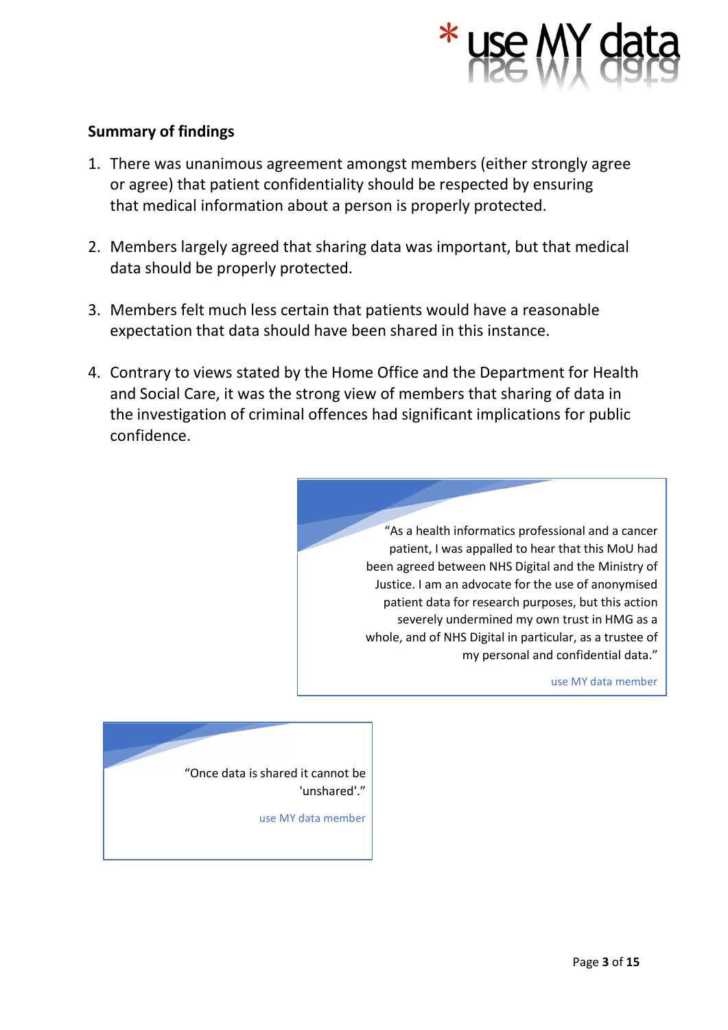## Summary of findings

1. There was unanimous agreement amongst members (either strongly agree or agree) that patient confidentiality should be respected by ensuring that medical information about a person is properly protected.

2. Members largely agreed that sharing data was important, but that medical data should be properly protected.

3. Members felt much less certain that patients would have a reasonable expectation that data should have been shared in this instance.

4. Contrary to views stated by the Home Office and the Department for Health and Social Care, it was the strong view of members that sharing of data in the investigation of criminal offences had significant implications for public confidence.

> "As a health informatics professional and a cancer patient, I was appalled to hear that this MoU had been agreed between NHS Digital and the Ministry of Justice. I am an advocate for the use of anonymised patient data for research purposes, but this action severely undermined my own trust in HMG as a whole, and of NHS Digital in particular, as a trustee of my personal and confidential data."
>
> use MY data member

> "Once data is shared it cannot be 'unshared'."
>
> use MY data member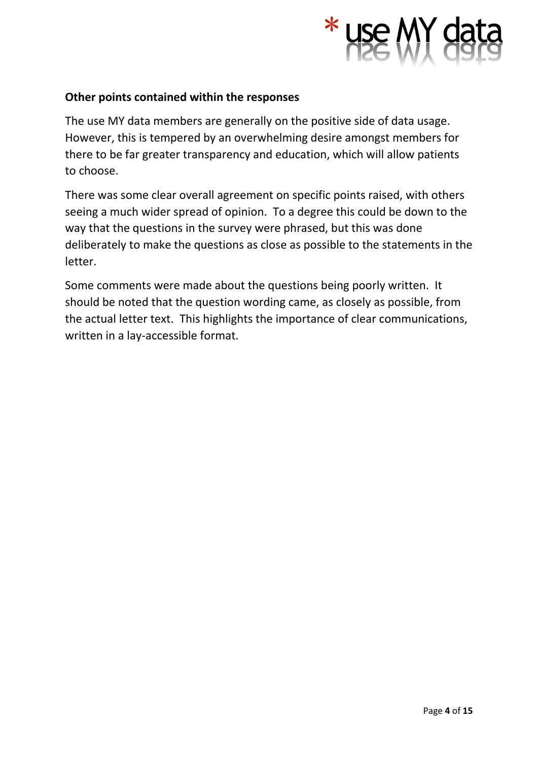**Other points contained within the responses**

The use MY data members are generally on the positive side of data usage. However, this is tempered by an overwhelming desire amongst members for there to be far greater transparency and education, which will allow patients to choose.

There was some clear overall agreement on specific points raised, with others seeing a much wider spread of opinion. To a degree this could be down to the way that the questions in the survey were phrased, but this was done deliberately to make the questions as close as possible to the statements in the letter.

Some comments were made about the questions being poorly written. It should be noted that the question wording came, as closely as possible, from the actual letter text. This highlights the importance of clear communications, written in a lay-accessible format.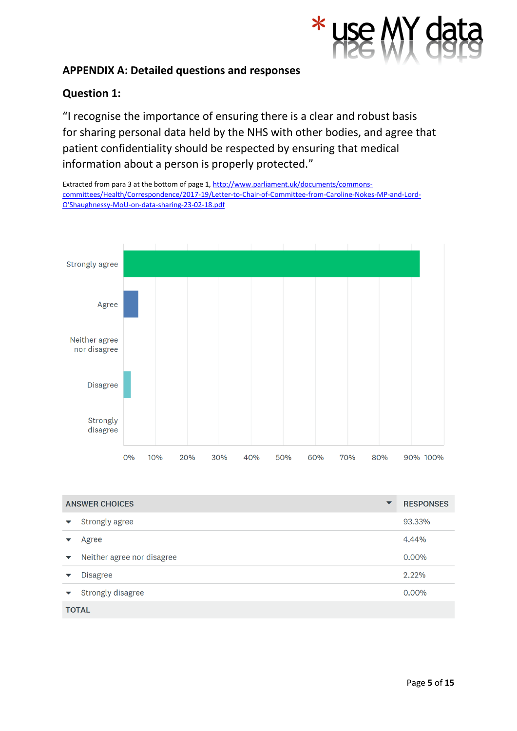## APPENDIX A: Detailed questions and responses

### Question 1:

"I recognise the importance of ensuring there is a clear and robust basis for sharing personal data held by the NHS with other bodies, and agree that patient confidentiality should be respected by ensuring that medical information about a person is properly protected."

Extracted from para 3 at the bottom of page 1, http://www.parliament.uk/documents/commons-committees/Health/Correspondence/2017-19/Letter-to-Chair-of-Committee-from-Caroline-Nokes-MP-and-Lord-O'Shaughnessy-MoU-on-data-sharing-23-02-18.pdf

| ANSWER CHOICES | RESPONSES |
|---|---|
| Strongly agree | 93.33% |
| Agree | 4.44% |
| Neither agree nor disagree | 0.00% |
| Disagree | 2.22% |
| Strongly disagree | 0.00% |
| TOTAL | |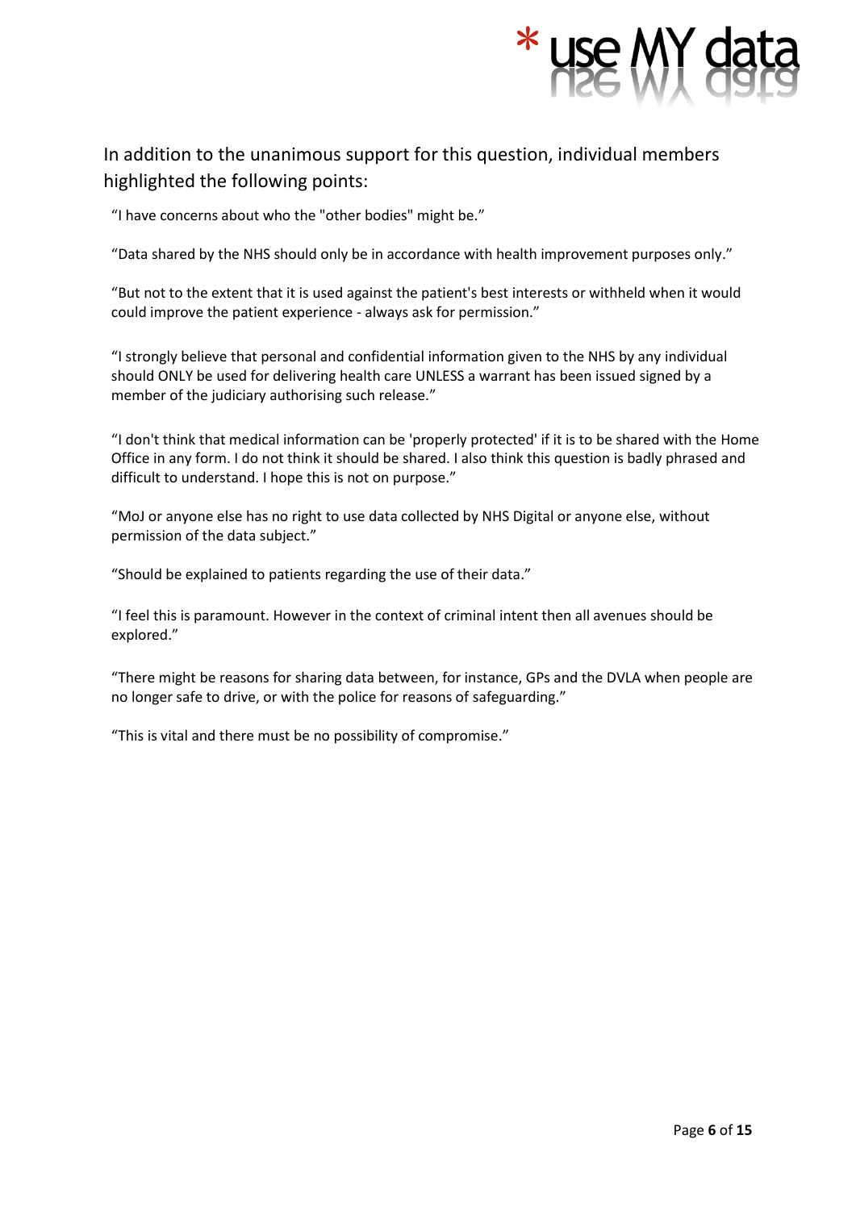In addition to the unanimous support for this question, individual members highlighted the following points:

"I have concerns about who the "other bodies" might be."

"Data shared by the NHS should only be in accordance with health improvement purposes only."

"But not to the extent that it is used against the patient's best interests or withheld when it would could improve the patient experience - always ask for permission."

"I strongly believe that personal and confidential information given to the NHS by any individual should ONLY be used for delivering health care UNLESS a warrant has been issued signed by a member of the judiciary authorising such release."

"I don't think that medical information can be 'properly protected' if it is to be shared with the Home Office in any form. I do not think it should be shared. I also think this question is badly phrased and difficult to understand. I hope this is not on purpose."

"MoJ or anyone else has no right to use data collected by NHS Digital or anyone else, without permission of the data subject."

"Should be explained to patients regarding the use of their data."

"I feel this is paramount. However in the context of criminal intent then all avenues should be explored."

"There might be reasons for sharing data between, for instance, GPs and the DVLA when people are no longer safe to drive, or with the police for reasons of safeguarding."

"This is vital and there must be no possibility of compromise."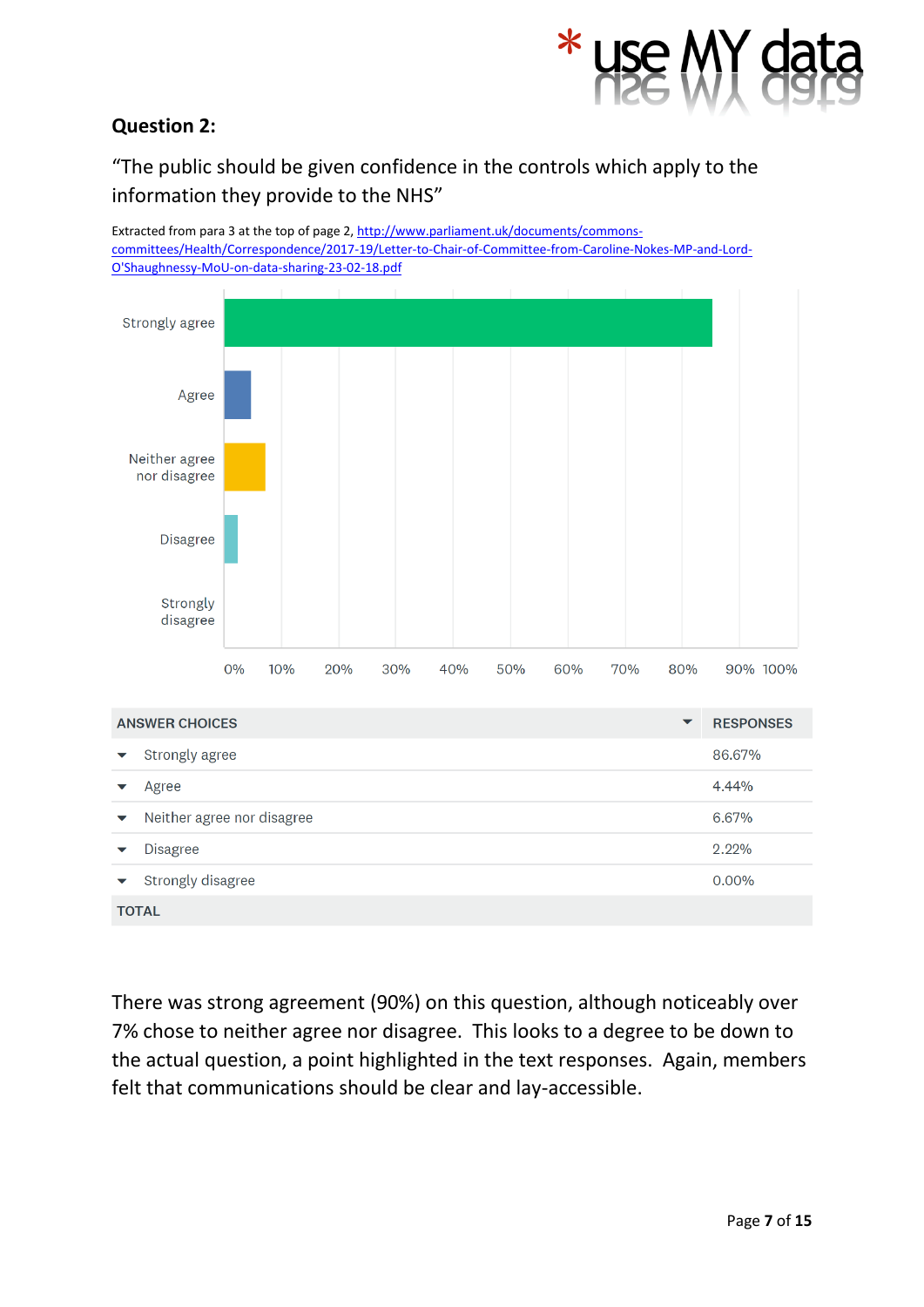## Question 2:

"The public should be given confidence in the controls which apply to the information they provide to the NHS"

Extracted from para 3 at the top of page 2, http://www.parliament.uk/documents/commons-committees/Health/Correspondence/2017-19/Letter-to-Chair-of-Committee-from-Caroline-Nokes-MP-and-Lord-O'Shaughnessy-MoU-on-data-sharing-23-02-18.pdf

| ANSWER CHOICES | RESPONSES |
|---|---|
| Strongly agree | 86.67% |
| Agree | 4.44% |
| Neither agree nor disagree | 6.67% |
| Disagree | 2.22% |
| Strongly disagree | 0.00% |
| TOTAL | |

There was strong agreement (90%) on this question, although noticeably over 7% chose to neither agree nor disagree. This looks to a degree to be down to the actual question, a point highlighted in the text responses. Again, members felt that communications should be clear and lay-accessible.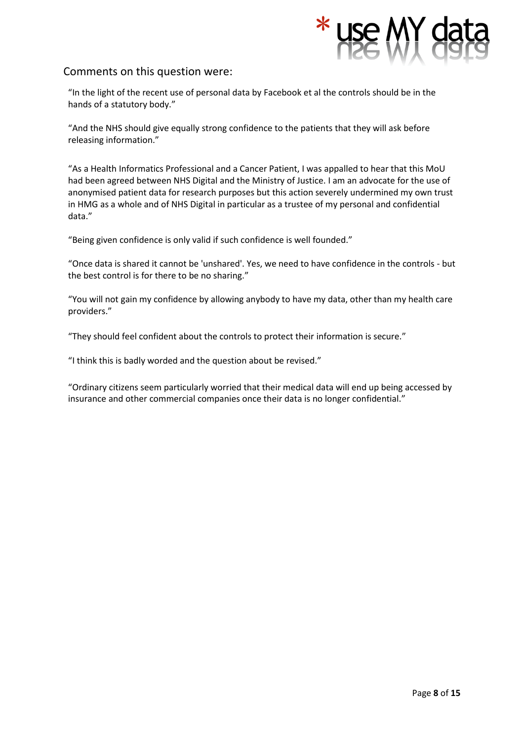## Comments on this question were:

"In the light of the recent use of personal data by Facebook et al the controls should be in the hands of a statutory body."

"And the NHS should give equally strong confidence to the patients that they will ask before releasing information."

"As a Health Informatics Professional and a Cancer Patient, I was appalled to hear that this MoU had been agreed between NHS Digital and the Ministry of Justice. I am an advocate for the use of anonymised patient data for research purposes but this action severely undermined my own trust in HMG as a whole and of NHS Digital in particular as a trustee of my personal and confidential data."

"Being given confidence is only valid if such confidence is well founded."

"Once data is shared it cannot be 'unshared'. Yes, we need to have confidence in the controls - but the best control is for there to be no sharing."

"You will not gain my confidence by allowing anybody to have my data, other than my health care providers."

"They should feel confident about the controls to protect their information is secure."

"I think this is badly worded and the question about be revised."

"Ordinary citizens seem particularly worried that their medical data will end up being accessed by insurance and other commercial companies once their data is no longer confidential."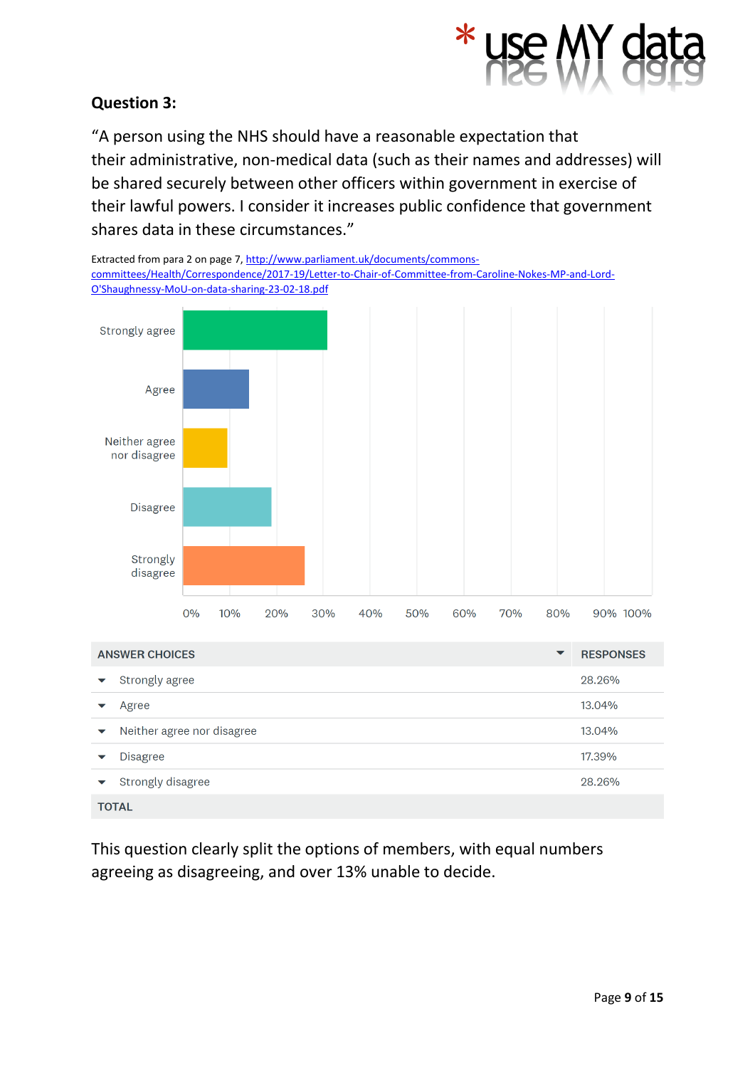## Question 3:

"A person using the NHS should have a reasonable expectation that their administrative, non-medical data (such as their names and addresses) will be shared securely between other officers within government in exercise of their lawful powers. I consider it increases public confidence that government shares data in these circumstances."

Extracted from para 2 on page 7, http://www.parliament.uk/documents/commons-committees/Health/Correspondence/2017-19/Letter-to-Chair-of-Committee-from-Caroline-Nokes-MP-and-Lord-O'Shaughnessy-MoU-on-data-sharing-23-02-18.pdf

| ANSWER CHOICES | RESPONSES |
|---|---|
| Strongly agree | 28.26% |
| Agree | 13.04% |
| Neither agree nor disagree | 13.04% |
| Disagree | 17.39% |
| Strongly disagree | 28.26% |
| TOTAL | |

This question clearly split the options of members, with equal numbers agreeing as disagreeing, and over 13% unable to decide.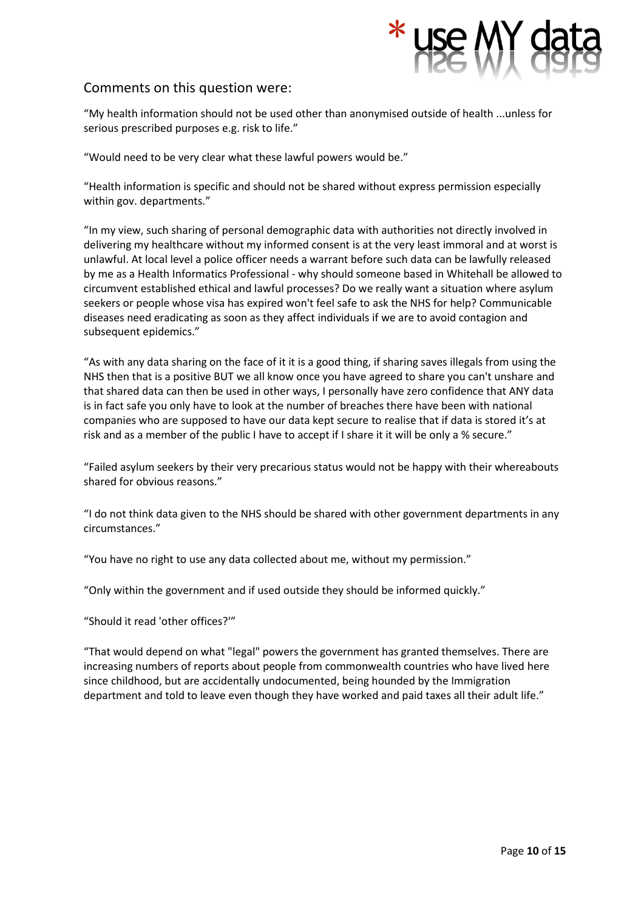## Comments on this question were:

“My health information should not be used other than anonymised outside of health ...unless for serious prescribed purposes e.g. risk to life.”

“Would need to be very clear what these lawful powers would be.”

“Health information is specific and should not be shared without express permission especially within gov. departments.”

“In my view, such sharing of personal demographic data with authorities not directly involved in delivering my healthcare without my informed consent is at the very least immoral and at worst is unlawful. At local level a police officer needs a warrant before such data can be lawfully released by me as a Health Informatics Professional - why should someone based in Whitehall be allowed to circumvent established ethical and lawful processes? Do we really want a situation where asylum seekers or people whose visa has expired won't feel safe to ask the NHS for help? Communicable diseases need eradicating as soon as they affect individuals if we are to avoid contagion and subsequent epidemics.”

“As with any data sharing on the face of it it is a good thing, if sharing saves illegals from using the NHS then that is a positive BUT we all know once you have agreed to share you can't unshare and that shared data can then be used in other ways, I personally have zero confidence that ANY data is in fact safe you only have to look at the number of breaches there have been with national companies who are supposed to have our data kept secure to realise that if data is stored it’s at risk and as a member of the public I have to accept if I share it it will be only a % secure.”

“Failed asylum seekers by their very precarious status would not be happy with their whereabouts shared for obvious reasons.”

“I do not think data given to the NHS should be shared with other government departments in any circumstances.”

“You have no right to use any data collected about me, without my permission.”

“Only within the government and if used outside they should be informed quickly.”

“Should it read 'other offices?'”

“That would depend on what "legal" powers the government has granted themselves. There are increasing numbers of reports about people from commonwealth countries who have lived here since childhood, but are accidentally undocumented, being hounded by the Immigration department and told to leave even though they have worked and paid taxes all their adult life.”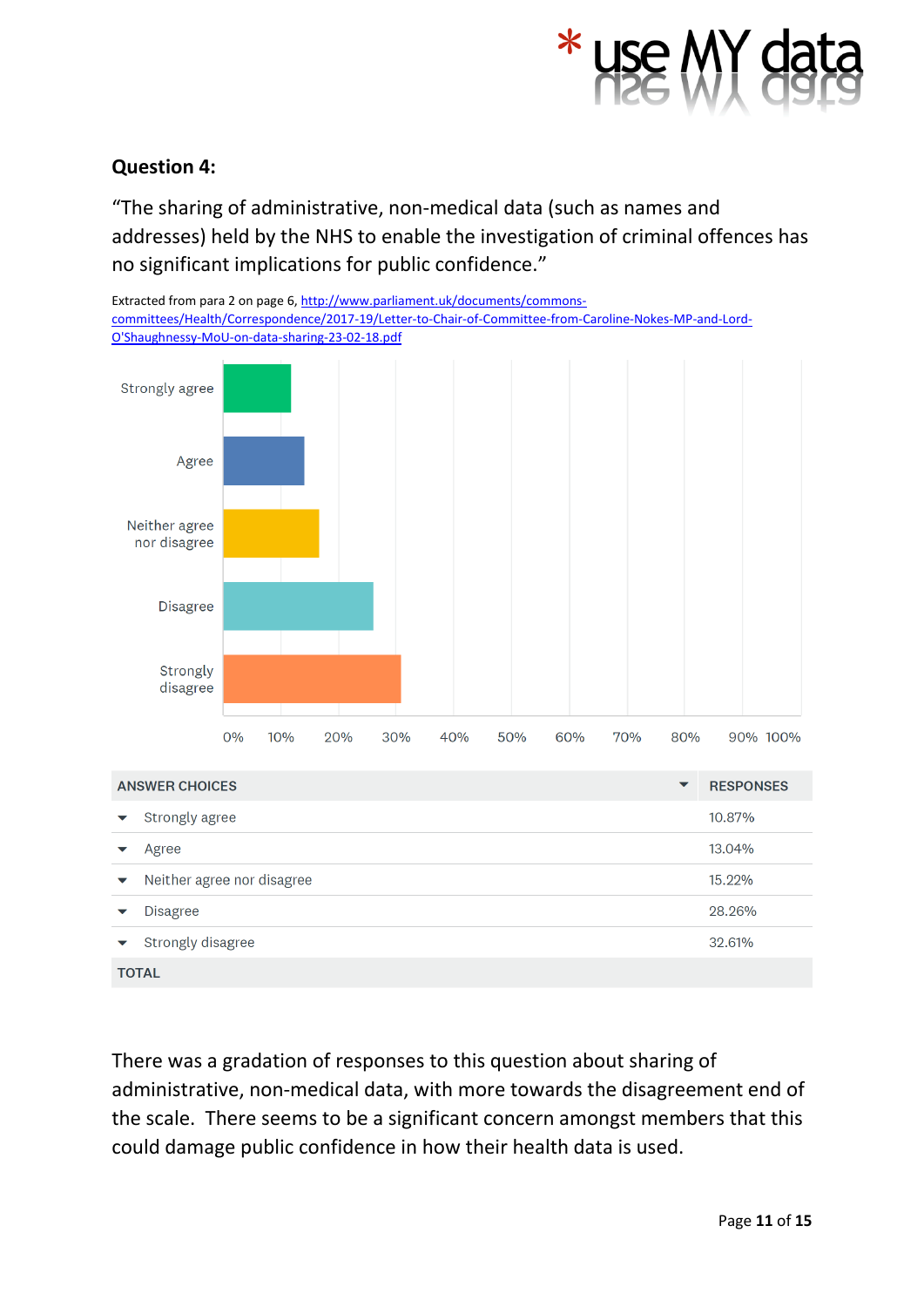**Question 4:**

"The sharing of administrative, non-medical data (such as names and addresses) held by the NHS to enable the investigation of criminal offences has no significant implications for public confidence."

Extracted from para 2 on page 6, http://www.parliament.uk/documents/commons-committees/Health/Correspondence/2017-19/Letter-to-Chair-of-Committee-from-Caroline-Nokes-MP-and-Lord-O'Shaughnessy-MoU-on-data-sharing-23-02-18.pdf

| ANSWER CHOICES | RESPONSES |
|---|---|
| Strongly agree | 10.87% |
| Agree | 13.04% |
| Neither agree nor disagree | 15.22% |
| Disagree | 28.26% |
| Strongly disagree | 32.61% |
| TOTAL | |

There was a gradation of responses to this question about sharing of administrative, non-medical data, with more towards the disagreement end of the scale. There seems to be a significant concern amongst members that this could damage public confidence in how their health data is used.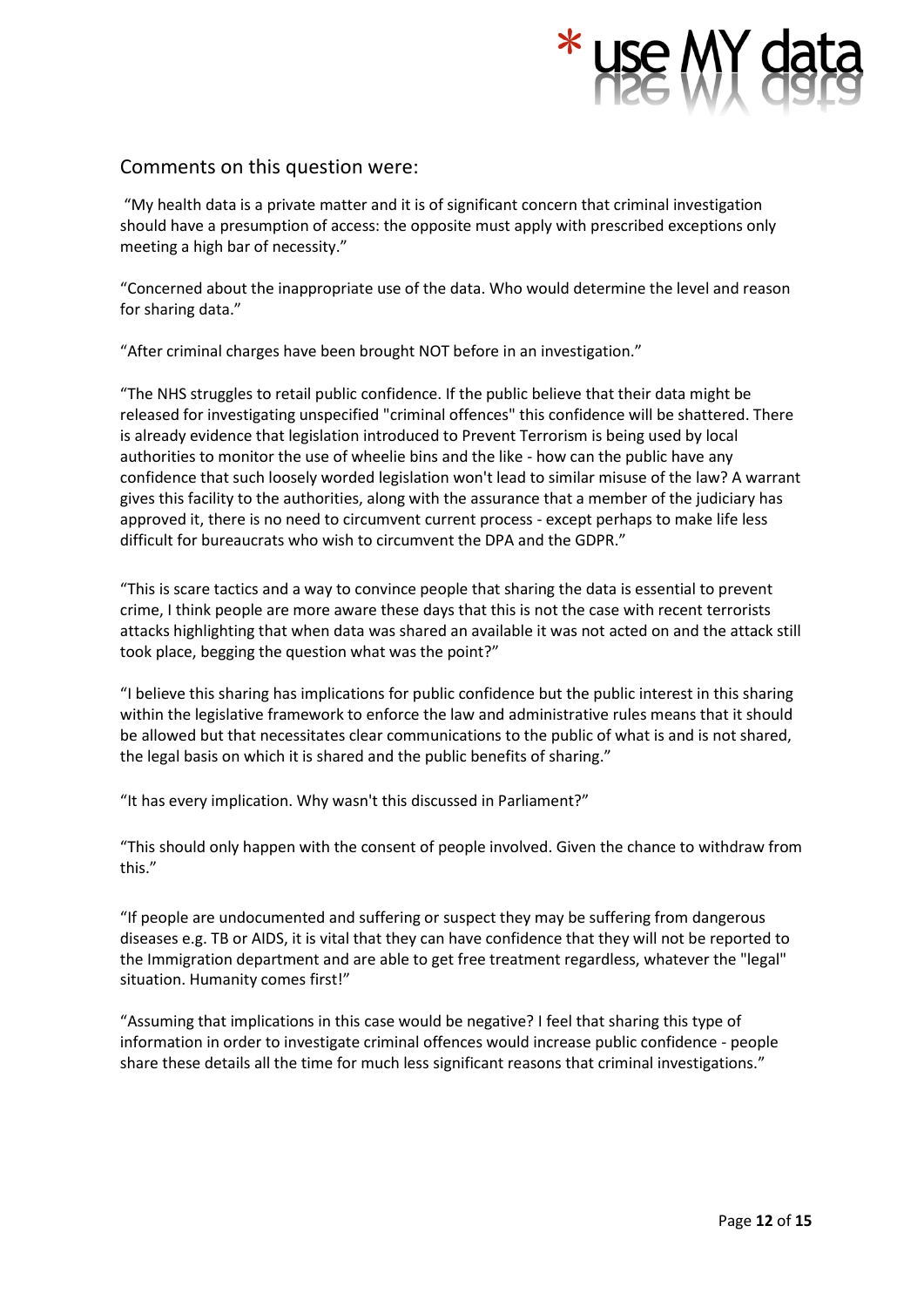## Comments on this question were:

"My health data is a private matter and it is of significant concern that criminal investigation should have a presumption of access: the opposite must apply with prescribed exceptions only meeting a high bar of necessity."

"Concerned about the inappropriate use of the data. Who would determine the level and reason for sharing data."

"After criminal charges have been brought NOT before in an investigation."

"The NHS struggles to retail public confidence. If the public believe that their data might be released for investigating unspecified "criminal offences" this confidence will be shattered. There is already evidence that legislation introduced to Prevent Terrorism is being used by local authorities to monitor the use of wheelie bins and the like - how can the public have any confidence that such loosely worded legislation won't lead to similar misuse of the law? A warrant gives this facility to the authorities, along with the assurance that a member of the judiciary has approved it, there is no need to circumvent current process - except perhaps to make life less difficult for bureaucrats who wish to circumvent the DPA and the GDPR."

"This is scare tactics and a way to convince people that sharing the data is essential to prevent crime, I think people are more aware these days that this is not the case with recent terrorists attacks highlighting that when data was shared an available it was not acted on and the attack still took place, begging the question what was the point?"

"I believe this sharing has implications for public confidence but the public interest in this sharing within the legislative framework to enforce the law and administrative rules means that it should be allowed but that necessitates clear communications to the public of what is and is not shared, the legal basis on which it is shared and the public benefits of sharing."

"It has every implication. Why wasn't this discussed in Parliament?"

"This should only happen with the consent of people involved. Given the chance to withdraw from this."

"If people are undocumented and suffering or suspect they may be suffering from dangerous diseases e.g. TB or AIDS, it is vital that they can have confidence that they will not be reported to the Immigration department and are able to get free treatment regardless, whatever the "legal" situation. Humanity comes first!"

"Assuming that implications in this case would be negative? I feel that sharing this type of information in order to investigate criminal offences would increase public confidence - people share these details all the time for much less significant reasons that criminal investigations."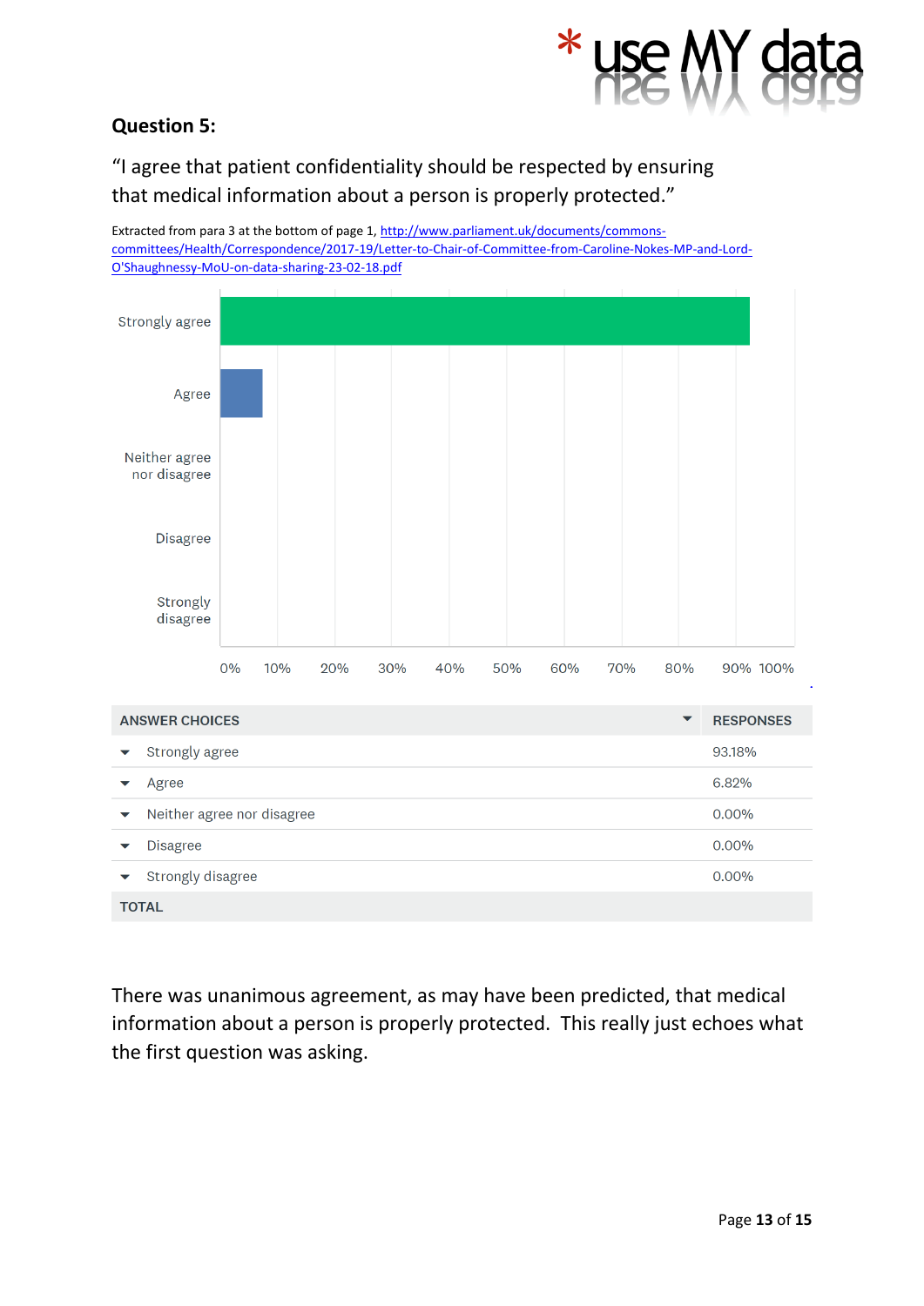## Question 5:

"I agree that patient confidentiality should be respected by ensuring that medical information about a person is properly protected."

Extracted from para 3 at the bottom of page 1, http://www.parliament.uk/documents/commons-committees/Health/Correspondence/2017-19/Letter-to-Chair-of-Committee-from-Caroline-Nokes-MP-and-Lord-O'Shaughnessy-MoU-on-data-sharing-23-02-18.pdf

| ANSWER CHOICES | RESPONSES |
|---|---|
| Strongly agree | 93.18% |
| Agree | 6.82% |
| Neither agree nor disagree | 0.00% |
| Disagree | 0.00% |
| Strongly disagree | 0.00% |
| TOTAL | |

There was unanimous agreement, as may have been predicted, that medical information about a person is properly protected. This really just echoes what the first question was asking.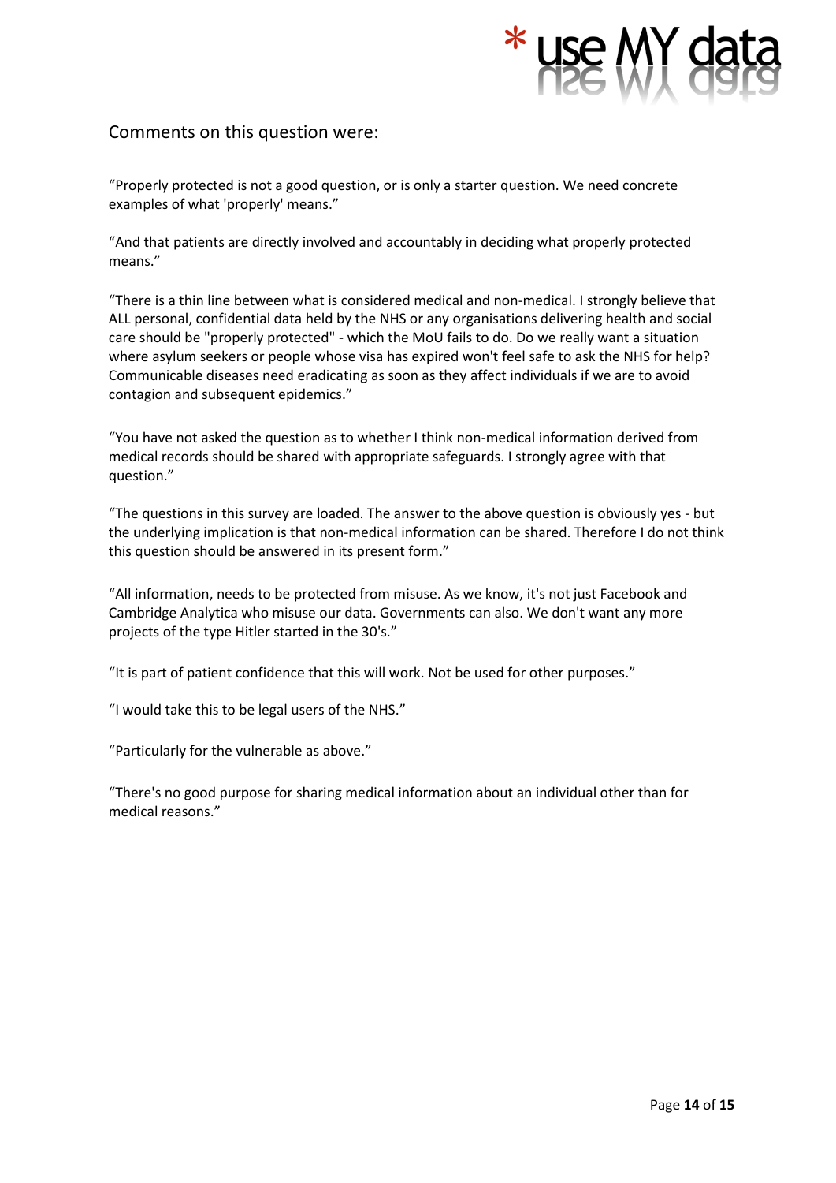## Comments on this question were:

“Properly protected is not a good question, or is only a starter question. We need concrete examples of what 'properly' means.”

“And that patients are directly involved and accountably in deciding what properly protected means.”

“There is a thin line between what is considered medical and non-medical. I strongly believe that ALL personal, confidential data held by the NHS or any organisations delivering health and social care should be "properly protected" - which the MoU fails to do. Do we really want a situation where asylum seekers or people whose visa has expired won't feel safe to ask the NHS for help? Communicable diseases need eradicating as soon as they affect individuals if we are to avoid contagion and subsequent epidemics.”

“You have not asked the question as to whether I think non-medical information derived from medical records should be shared with appropriate safeguards. I strongly agree with that question.”

“The questions in this survey are loaded. The answer to the above question is obviously yes - but the underlying implication is that non-medical information can be shared. Therefore I do not think this question should be answered in its present form.”

“All information, needs to be protected from misuse. As we know, it's not just Facebook and Cambridge Analytica who misuse our data. Governments can also. We don't want any more projects of the type Hitler started in the 30's.”

“It is part of patient confidence that this will work. Not be used for other purposes.”

“I would take this to be legal users of the NHS.”

“Particularly for the vulnerable as above.”

“There's no good purpose for sharing medical information about an individual other than for medical reasons.”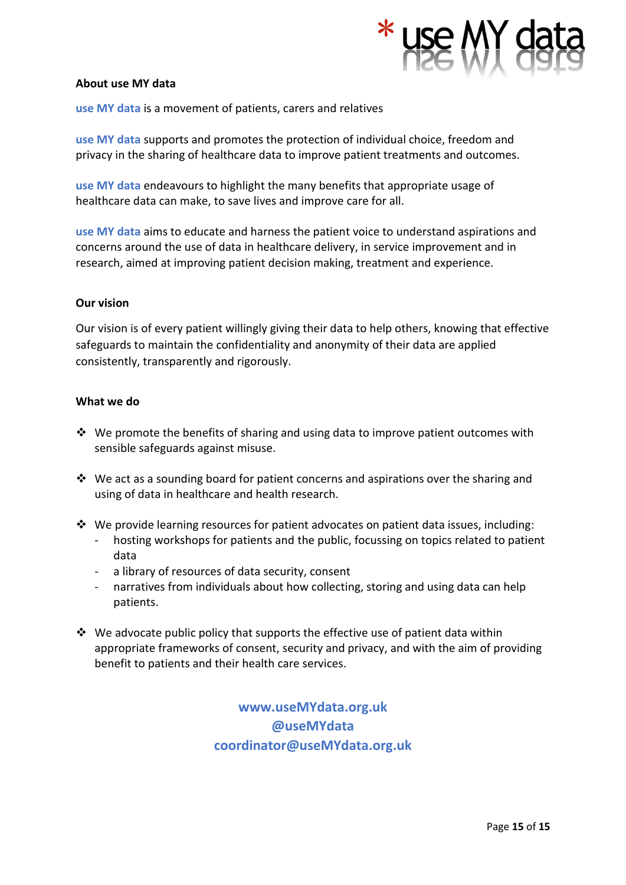**About use MY data**

**use MY data** is a movement of patients, carers and relatives

**use MY data** supports and promotes the protection of individual choice, freedom and privacy in the sharing of healthcare data to improve patient treatments and outcomes.

**use MY data** endeavours to highlight the many benefits that appropriate usage of healthcare data can make, to save lives and improve care for all.

**use MY data** aims to educate and harness the patient voice to understand aspirations and concerns around the use of data in healthcare delivery, in service improvement and in research, aimed at improving patient decision making, treatment and experience.

**Our vision**

Our vision is of every patient willingly giving their data to help others, knowing that effective safeguards to maintain the confidentiality and anonymity of their data are applied consistently, transparently and rigorously.

**What we do**

- We promote the benefits of sharing and using data to improve patient outcomes with sensible safeguards against misuse.

- We act as a sounding board for patient concerns and aspirations over the sharing and using of data in healthcare and health research.

- We provide learning resources for patient advocates on patient data issues, including:
  - hosting workshops for patients and the public, focussing on topics related to patient data
  - a library of resources of data security, consent
  - narratives from individuals about how collecting, storing and using data can help patients.

- We advocate public policy that supports the effective use of patient data within appropriate frameworks of consent, security and privacy, and with the aim of providing benefit to patients and their health care services.

**www.useMYdata.org.uk**
**@useMYdata**
**coordinator@useMYdata.org.uk**